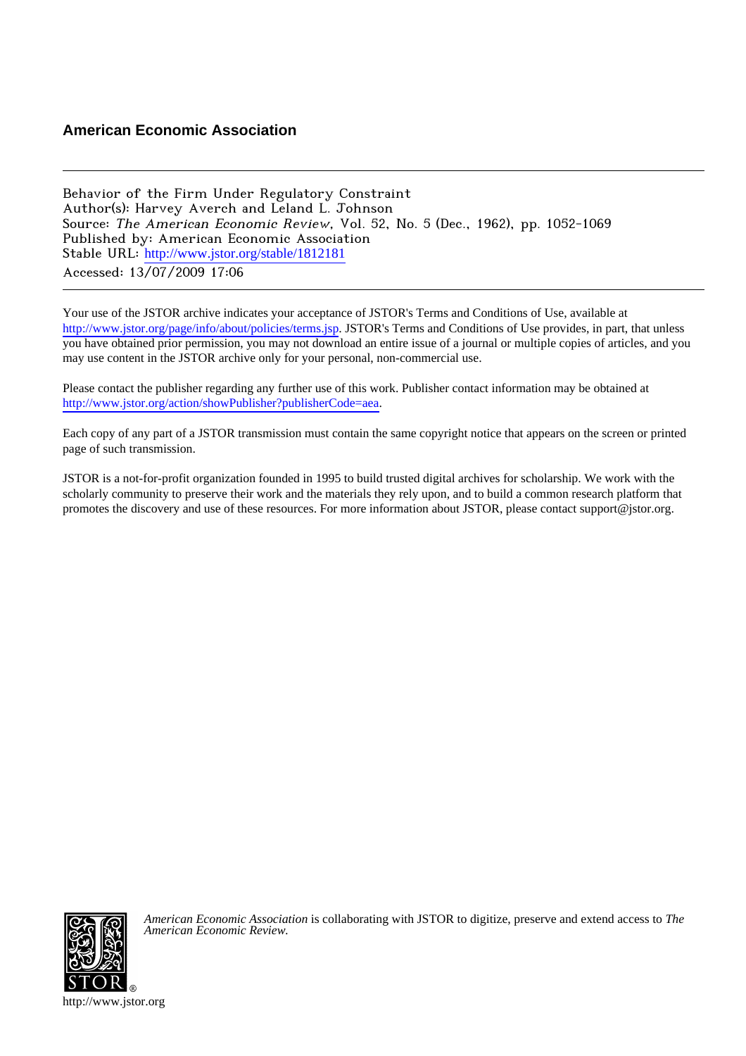**American Economic Association**

---

Behavior of the Firm Under Regulatory Constraint
Author(s): Harvey Averch and Leland L. Johnson
Source: *The American Economic Review*, Vol. 52, No. 5 (Dec., 1962), pp. 1052-1069
Published by: American Economic Association
Stable URL: http://www.jstor.org/stable/1812181
Accessed: 13/07/2009 17:06

---

Your use of the JSTOR archive indicates your acceptance of JSTOR's Terms and Conditions of Use, available at http://www.jstor.org/page/info/about/policies/terms.jsp. JSTOR's Terms and Conditions of Use provides, in part, that unless you have obtained prior permission, you may not download an entire issue of a journal or multiple copies of articles, and you may use content in the JSTOR archive only for your personal, non-commercial use.

Please contact the publisher regarding any further use of this work. Publisher contact information may be obtained at http://www.jstor.org/action/showPublisher?publisherCode=aea.

Each copy of any part of a JSTOR transmission must contain the same copyright notice that appears on the screen or printed page of such transmission.

JSTOR is a not-for-profit organization founded in 1995 to build trusted digital archives for scholarship. We work with the scholarly community to preserve their work and the materials they rely upon, and to build a common research platform that promotes the discovery and use of these resources. For more information about JSTOR, please contact support@jstor.org.

*American Economic Association* is collaborating with JSTOR to digitize, preserve and extend access to *The American Economic Review.*

http://www.jstor.org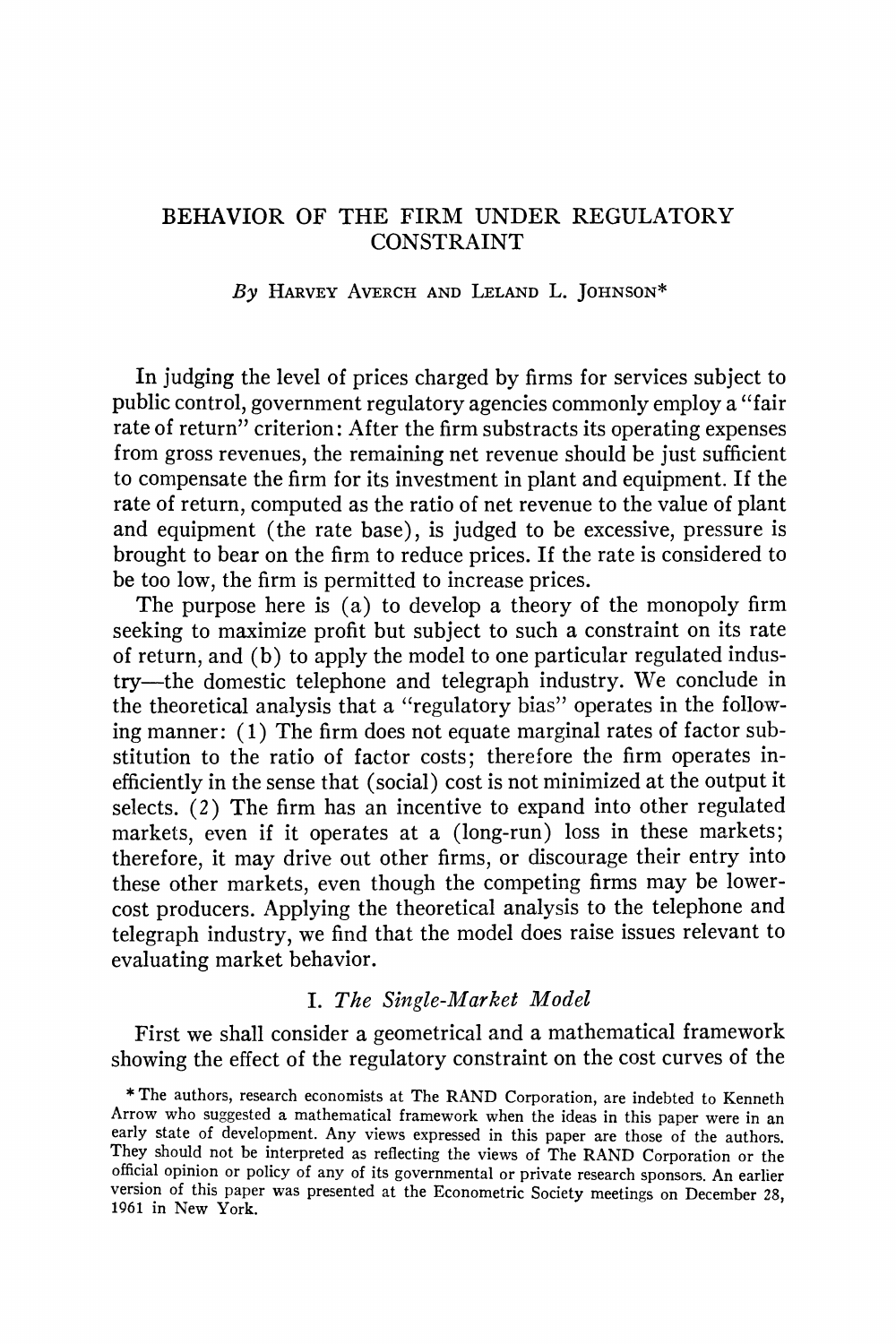# BEHAVIOR OF THE FIRM UNDER REGULATORY CONSTRAINT

*By* HARVEY AVERCH AND LELAND L. JOHNSON*

In judging the level of prices charged by firms for services subject to public control, government regulatory agencies commonly employ a "fair rate of return" criterion: After the firm substracts its operating expenses from gross revenues, the remaining net revenue should be just sufficient to compensate the firm for its investment in plant and equipment. If the rate of return, computed as the ratio of net revenue to the value of plant and equipment (the rate base), is judged to be excessive, pressure is brought to bear on the firm to reduce prices. If the rate is considered to be too low, the firm is permitted to increase prices.

The purpose here is (a) to develop a theory of the monopoly firm seeking to maximize profit but subject to such a constraint on its rate of return, and (b) to apply the model to one particular regulated industry—the domestic telephone and telegraph industry. We conclude in the theoretical analysis that a "regulatory bias" operates in the following manner: (1) The firm does not equate marginal rates of factor substitution to the ratio of factor costs; therefore the firm operates inefficiently in the sense that (social) cost is not minimized at the output it selects. (2) The firm has an incentive to expand into other regulated markets, even if it operates at a (long-run) loss in these markets; therefore, it may drive out other firms, or discourage their entry into these other markets, even though the competing firms may be lower-cost producers. Applying the theoretical analysis to the telephone and telegraph industry, we find that the model does raise issues relevant to evaluating market behavior.

## I. *The Single-Market Model*

First we shall consider a geometrical and a mathematical framework showing the effect of the regulatory constraint on the cost curves of the

* The authors, research economists at The RAND Corporation, are indebted to Kenneth Arrow who suggested a mathematical framework when the ideas in this paper were in an early state of development. Any views expressed in this paper are those of the authors. They should not be interpreted as reflecting the views of The RAND Corporation or the official opinion or policy of any of its governmental or private research sponsors. An earlier version of this paper was presented at the Econometric Society meetings on December 28, 1961 in New York.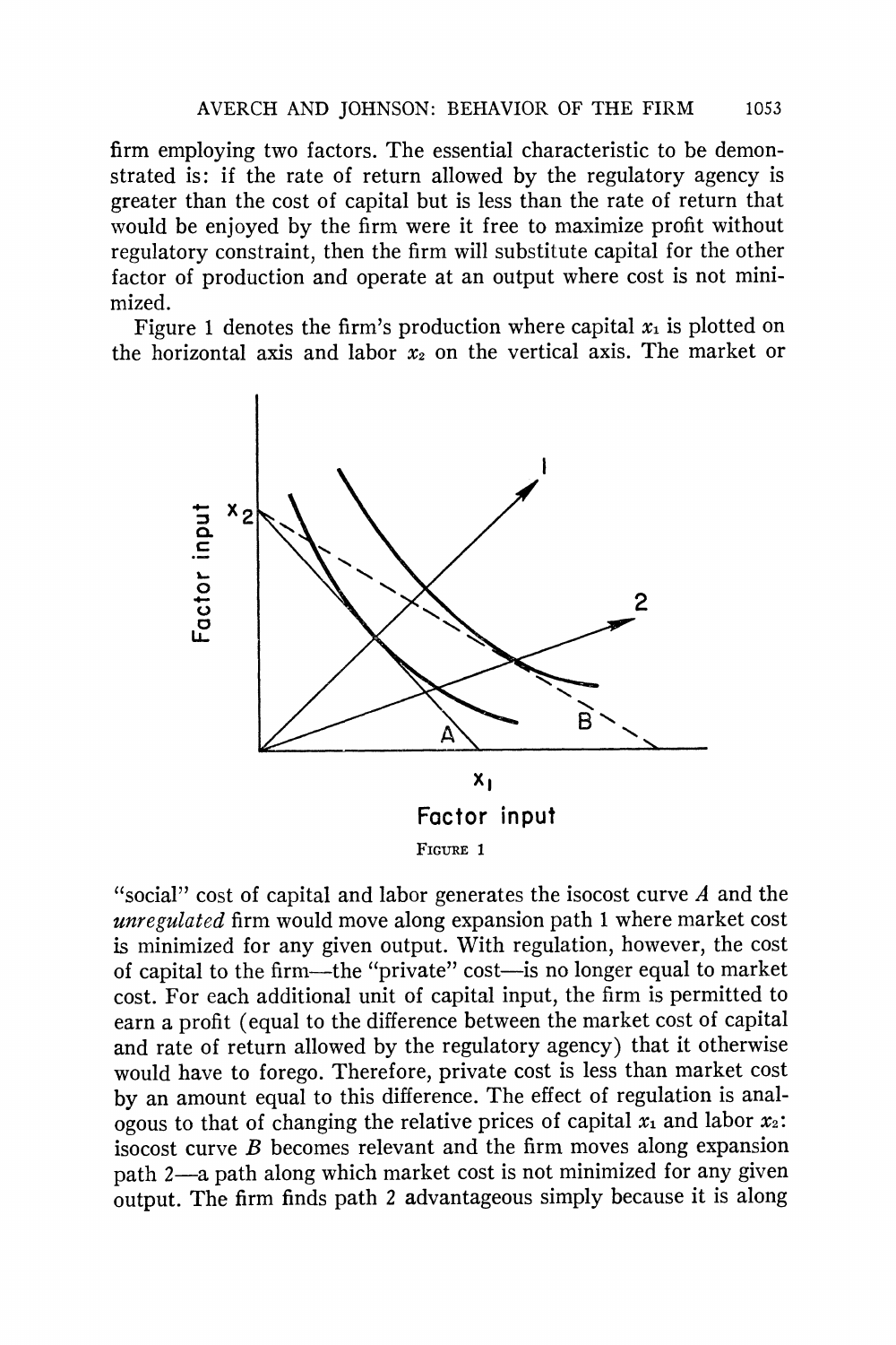firm employing two factors. The essential characteristic to be demonstrated is: if the rate of return allowed by the regulatory agency is greater than the cost of capital but is less than the rate of return that would be enjoyed by the firm were it free to maximize profit without regulatory constraint, then the firm will substitute capital for the other factor of production and operate at an output where cost is not minimized.

Figure 1 denotes the firm's production where capital $x_1$ is plotted on the horizontal axis and labor $x_2$ on the vertical axis. The market or

FIGURE 1

"social" cost of capital and labor generates the isocost curve $A$ and the *unregulated* firm would move along expansion path 1 where market cost is minimized for any given output. With regulation, however, the cost of capital to the firm—the "private" cost—is no longer equal to market cost. For each additional unit of capital input, the firm is permitted to earn a profit (equal to the difference between the market cost of capital and rate of return allowed by the regulatory agency) that it otherwise would have to forego. Therefore, private cost is less than market cost by an amount equal to this difference. The effect of regulation is analogous to that of changing the relative prices of capital $x_1$ and labor $x_2$: isocost curve $B$ becomes relevant and the firm moves along expansion path 2—a path along which market cost is not minimized for any given output. The firm finds path 2 advantageous simply because it is along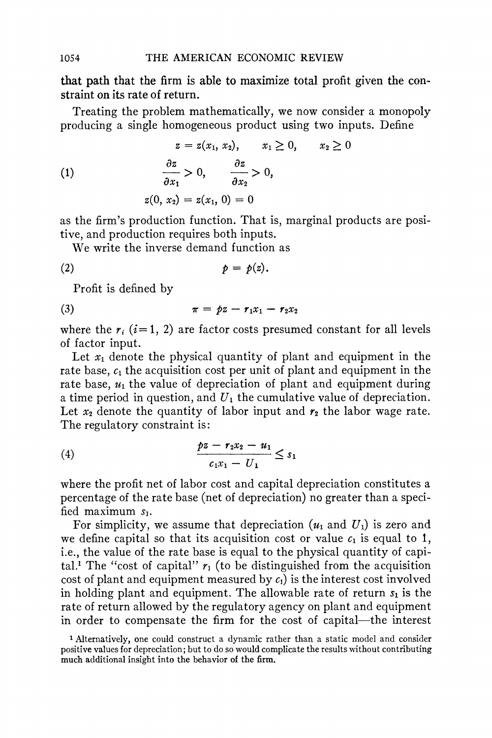that path that the firm is able to maximize total profit given the constraint on its rate of return.

Treating the problem mathematically, we now consider a monopoly producing a single homogeneous product using two inputs. Define

$$
\begin{aligned}
&z = z(x_1, x_2), \qquad x_1 \geq 0, \qquad x_2 \geq 0 \\
(1) \qquad &\frac{\partial z}{\partial x_1} > 0, \qquad \frac{\partial z}{\partial x_2} > 0, \\
&z(0, x_2) = z(x_1, 0) = 0
\end{aligned}
$$

as the firm's production function. That is, marginal products are positive, and production requires both inputs.

We write the inverse demand function as

$$(2) \qquad p = p(z).$$

Profit is defined by

$$(3) \qquad \pi = pz - r_1 x_1 - r_2 x_2$$

where the $r_i$ $(i = 1, 2)$ are factor costs presumed constant for all levels of factor input.

Let $x_1$ denote the physical quantity of plant and equipment in the rate base, $c_1$ the acquisition cost per unit of plant and equipment in the rate base, $u_1$ the value of depreciation of plant and equipment during a time period in question, and $U_1$ the cumulative value of depreciation. Let $x_2$ denote the quantity of labor input and $r_2$ the labor wage rate. The regulatory constraint is:

$$(4) \qquad \frac{pz - r_2 x_2 - u_1}{c_1 x_1 - U_1} \leq s_1$$

where the profit net of labor cost and capital depreciation constitutes a percentage of the rate base (net of depreciation) no greater than a specified maximum $s_1$.

For simplicity, we assume that depreciation ($u_1$ and $U_1$) is zero and we define capital so that its acquisition cost or value $c_1$ is equal to 1, i.e., the value of the rate base is equal to the physical quantity of capital.[1] The "cost of capital" $r_1$ (to be distinguished from the acquisition cost of plant and equipment measured by $c_1$) is the interest cost involved in holding plant and equipment. The allowable rate of return $s_1$ is the rate of return allowed by the regulatory agency on plant and equipment in order to compensate the firm for the cost of capital—the interest

[1] Alternatively, one could construct a dynamic rather than a static model and consider positive values for depreciation; but to do so would complicate the results without contributing much additional insight into the behavior of the firm.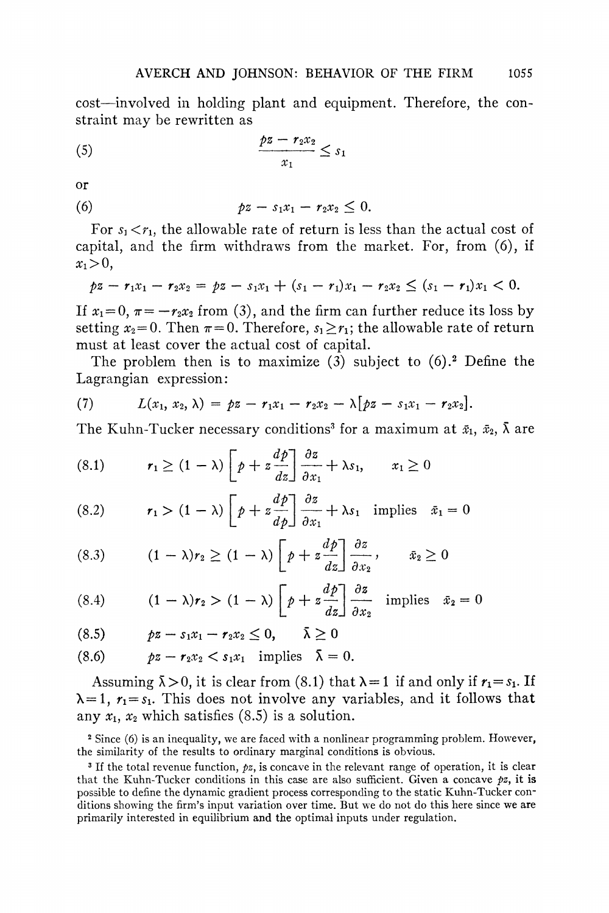cost—involved in holding plant and equipment. Therefore, the constraint may be rewritten as

$$\frac{pz - r_2x_2}{x_1} \leq s_1 \tag{5}$$

or

$$pz - s_1x_1 - r_2x_2 \leq 0. \tag{6}$$

For $s_1 < r_1$, the allowable rate of return is less than the actual cost of capital, and the firm withdraws from the market. For, from (6), if $x_1 > 0$,

$$pz - r_1x_1 - r_2x_2 = pz - s_1x_1 + (s_1 - r_1)x_1 - r_2x_2 \leq (s_1 - r_1)x_1 < 0.$$

If $x_1 = 0$, $\pi = -r_2x_2$ from (3), and the firm can further reduce its loss by setting $x_2 = 0$. Then $\pi = 0$. Therefore, $s_1 \geq r_1$; the allowable rate of return must at least cover the actual cost of capital.

The problem then is to maximize (3) subject to (6).[2] Define the Lagrangian expression:

$$L(x_1, x_2, \lambda) = pz - r_1x_1 - r_2x_2 - \lambda[pz - s_1x_1 - r_2x_2]. \tag{7}$$

The Kuhn-Tucker necessary conditions[3] for a maximum at $\bar{x}_1$, $\bar{x}_2$, $\bar{\lambda}$ are

$$r_1 \geq (1 - \lambda)\left[p + z\frac{dp}{dz}\right]\frac{\partial z}{\partial x_1} + \lambda s_1, \qquad x_1 \geq 0 \tag{8.1}$$

$$r_1 > (1 - \lambda)\left[p + z\frac{dp}{dp}\right]\frac{\partial z}{\partial x_1} + \lambda s_1 \quad \text{implies} \quad \bar{x}_1 = 0 \tag{8.2}$$

$$(1 - \lambda)r_2 \geq (1 - \lambda)\left[p + z\frac{dp}{dz}\right]\frac{\partial z}{\partial x_2}, \qquad \bar{x}_2 \geq 0 \tag{8.3}$$

$$(1 - \lambda)r_2 > (1 - \lambda)\left[p + z\frac{dp}{dz}\right]\frac{\partial z}{\partial x_2} \quad \text{implies} \quad \bar{x}_2 = 0 \tag{8.4}$$

$$pz - s_1x_1 - r_2x_2 \leq 0, \qquad \bar{\lambda} \geq 0 \tag{8.5}$$

$$pz - r_2x_2 < s_1x_1 \quad \text{implies} \quad \bar{\lambda} = 0. \tag{8.6}$$

Assuming $\bar{\lambda} > 0$, it is clear from (8.1) that $\lambda = 1$ if and only if $r_1 = s_1$. If $\lambda = 1$, $r_1 = s_1$. This does not involve any variables, and it follows that any $x_1$, $x_2$ which satisfies (8.5) is a solution.

[2] Since (6) is an inequality, we are faced with a nonlinear programming problem. However, the similarity of the results to ordinary marginal conditions is obvious.

[3] If the total revenue function, $pz$, is concave in the relevant range of operation, it is clear that the Kuhn-Tucker conditions in this case are also sufficient. Given a concave $pz$, it is possible to define the dynamic gradient process corresponding to the static Kuhn-Tucker conditions showing the firm's input variation over time. But we do not do this here since we are primarily interested in equilibrium and the optimal inputs under regulation.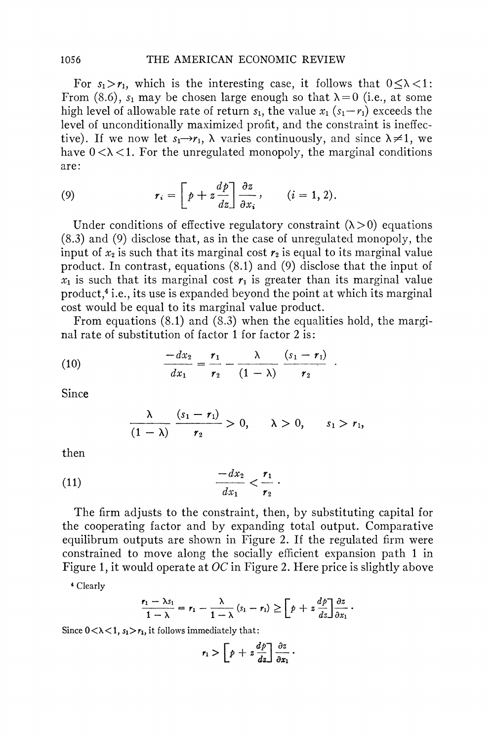For $s_1 > r_1$, which is the interesting case, it follows that $0 \leq \lambda < 1$: From (8.6), $s_1$ may be chosen large enough so that $\lambda = 0$ (i.e., at some high level of allowable rate of return $s_1$, the value $x_1(s_1 - r_1)$ exceeds the level of unconditionally maximized profit, and the constraint is ineffective). If we now let $s_1 \to r_1$, $\lambda$ varies continuously, and since $\lambda \neq 1$, we have $0 < \lambda < 1$. For the unregulated monopoly, the marginal conditions are:

$$r_i = \left[ p + z \frac{dp}{dz} \right] \frac{\partial z}{\partial x_i}, \qquad (i = 1, 2). \tag{9}$$

Under conditions of effective regulatory constraint ($\lambda > 0$) equations (8.3) and (9) disclose that, as in the case of unregulated monopoly, the input of $x_2$ is such that its marginal cost $r_2$ is equal to its marginal value product. In contrast, equations (8.1) and (9) disclose that the input of $x_1$ is such that its marginal cost $r_1$ is greater than its marginal value product,[4] i.e., its use is expanded beyond the point at which its marginal cost would be equal to its marginal value product.

From equations (8.1) and (8.3) when the equalities hold, the marginal rate of substitution of factor 1 for factor 2 is:

$$\frac{-dx_2}{dx_1} = \frac{r_1}{r_2} - \frac{\lambda}{(1-\lambda)} \frac{(s_1 - r_1)}{r_2}. \tag{10}$$

Since

$$\frac{\lambda}{(1-\lambda)} \frac{(s_1 - r_1)}{r_2} > 0, \qquad \lambda > 0, \qquad s_1 > r_1,$$

then

$$\frac{-dx_2}{dx_1} < \frac{r_1}{r_2}. \tag{11}$$

The firm adjusts to the constraint, then, by substituting capital for the cooperating factor and by expanding total output. Comparative equilibrum outputs are shown in Figure 2. If the regulated firm were constrained to move along the socially efficient expansion path 1 in Figure 1, it would operate at $OC$ in Figure 2. Here price is slightly above

[4] Clearly

$$\frac{r_1 - \lambda s_1}{1 - \lambda} = r_1 - \frac{\lambda}{1 - \lambda}(s_1 - r_1) \geq \left[ p + z \frac{dp}{dz} \right] \frac{\partial z}{\partial x_1}.$$

Since $0 < \lambda < 1$, $s_1 > r_1$, it follows immediately that:

$$r_1 > \left[ p + z \frac{dp}{dz} \right] \frac{\partial z}{\partial x_1}.$$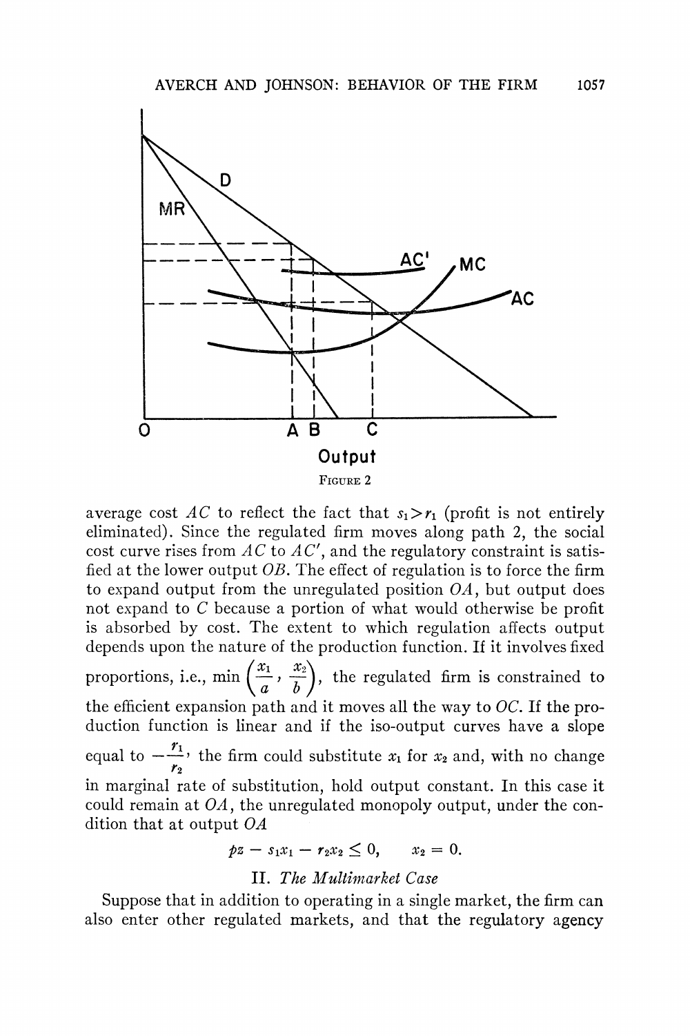FIGURE 2

average cost $AC$ to reflect the fact that $s_1 > r_1$ (profit is not entirely eliminated). Since the regulated firm moves along path 2, the social cost curve rises from $AC$ to $AC'$, and the regulatory constraint is satisfied at the lower output $OB$. The effect of regulation is to force the firm to expand output from the unregulated position $OA$, but output does not expand to $C$ because a portion of what would otherwise be profit is absorbed by cost. The extent to which regulation affects output depends upon the nature of the production function. If it involves fixed proportions, i.e., $\min\left(\frac{x_1}{a}, \frac{x_2}{b}\right)$, the regulated firm is constrained to the efficient expansion path and it moves all the way to $OC$. If the production function is linear and if the iso-output curves have a slope equal to $-\frac{r_1}{r_2}$, the firm could substitute $x_1$ for $x_2$ and, with no change in marginal rate of substitution, hold output constant. In this case it could remain at $OA$, the unregulated monopoly output, under the condition that at output $OA$

$$pz - s_1 x_1 - r_2 x_2 \leq 0, \qquad x_2 = 0.$$

## II. *The Multimarket Case*

Suppose that in addition to operating in a single market, the firm can also enter other regulated markets, and that the regulatory agency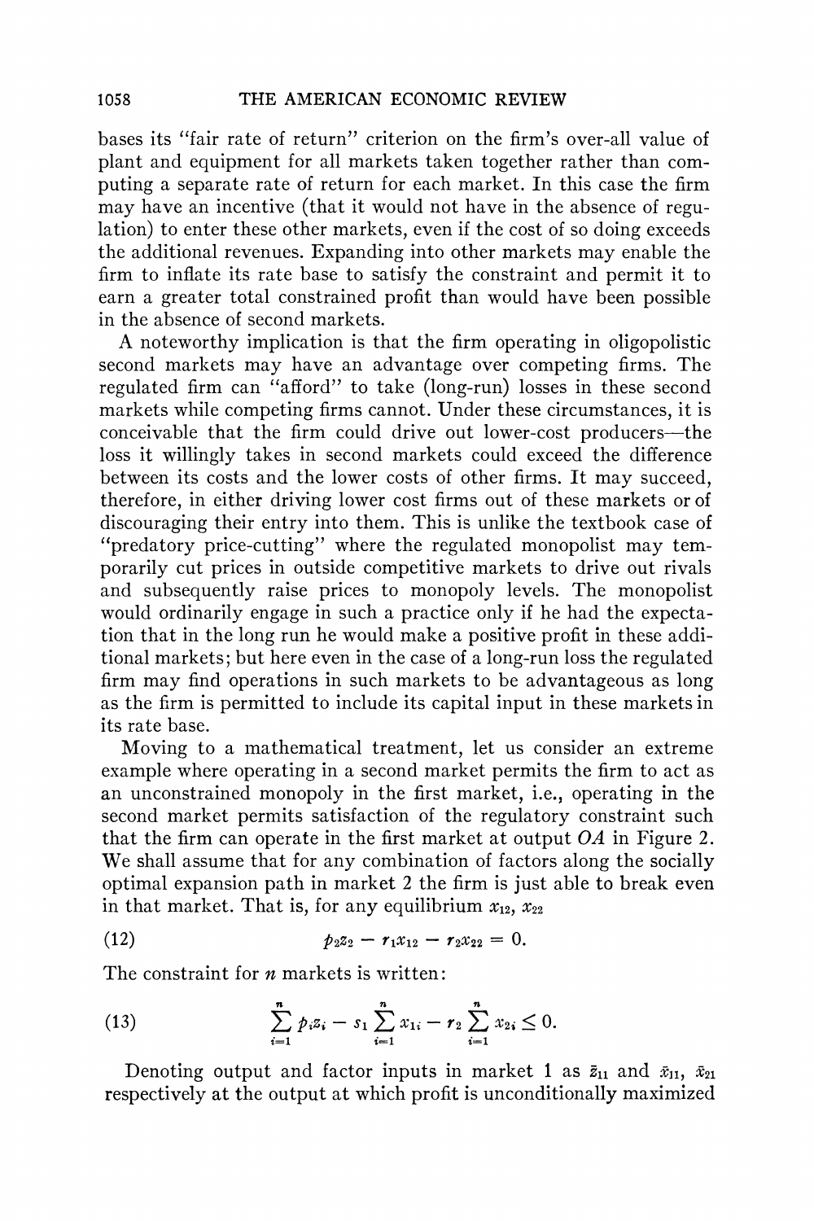bases its "fair rate of return" criterion on the firm's over-all value of plant and equipment for all markets taken together rather than computing a separate rate of return for each market. In this case the firm may have an incentive (that it would not have in the absence of regulation) to enter these other markets, even if the cost of so doing exceeds the additional revenues. Expanding into other markets may enable the firm to inflate its rate base to satisfy the constraint and permit it to earn a greater total constrained profit than would have been possible in the absence of second markets.

A noteworthy implication is that the firm operating in oligopolistic second markets may have an advantage over competing firms. The regulated firm can "afford" to take (long-run) losses in these second markets while competing firms cannot. Under these circumstances, it is conceivable that the firm could drive out lower-cost producers—the loss it willingly takes in second markets could exceed the difference between its costs and the lower costs of other firms. It may succeed, therefore, in either driving lower cost firms out of these markets or of discouraging their entry into them. This is unlike the textbook case of "predatory price-cutting" where the regulated monopolist may temporarily cut prices in outside competitive markets to drive out rivals and subsequently raise prices to monopoly levels. The monopolist would ordinarily engage in such a practice only if he had the expectation that in the long run he would make a positive profit in these additional markets; but here even in the case of a long-run loss the regulated firm may find operations in such markets to be advantageous as long as the firm is permitted to include its capital input in these markets in its rate base.

Moving to a mathematical treatment, let us consider an extreme example where operating in a second market permits the firm to act as an unconstrained monopoly in the first market, i.e., operating in the second market permits satisfaction of the regulatory constraint such that the firm can operate in the first market at output $OA$ in Figure 2. We shall assume that for any combination of factors along the socially optimal expansion path in market 2 the firm is just able to break even in that market. That is, for any equilibrium $x_{12}$, $x_{22}$

$$p_2 z_2 - r_1 x_{12} - r_2 x_{22} = 0. \tag{12}$$

The constraint for $n$ markets is written:

$$\sum_{i=1}^{n} p_i z_i - s_1 \sum_{i=1}^{n} x_{1i} - r_2 \sum_{i=1}^{n} x_{2i} \leq 0. \tag{13}$$

Denoting output and factor inputs in market 1 as $\bar{z}_{11}$ and $\bar{x}_{11}$, $\bar{x}_{21}$ respectively at the output at which profit is unconditionally maximized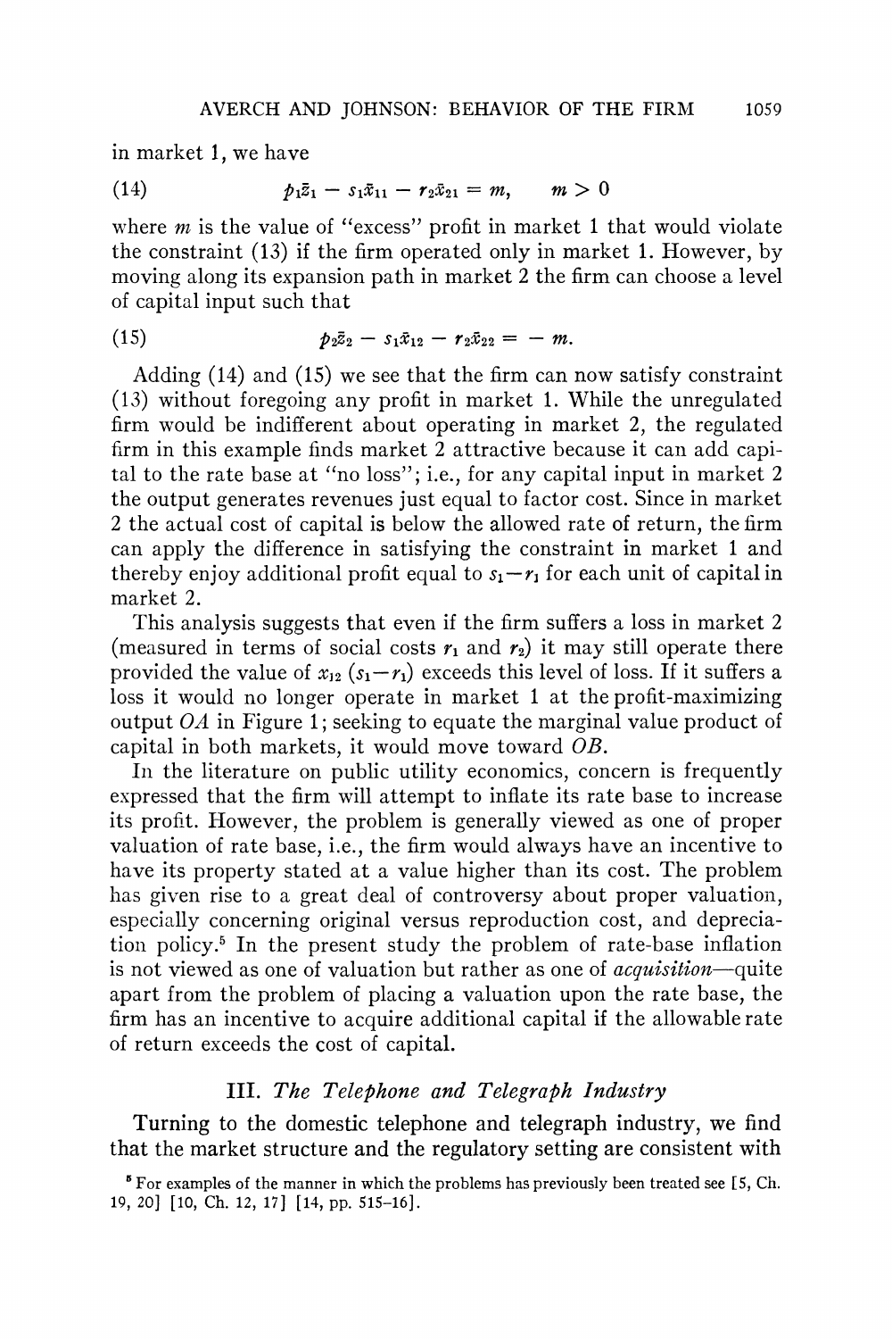in market 1, we have

$$p_1\bar{z}_1 - s_1\bar{x}_{11} - r_2\bar{x}_{21} = m, \qquad m > 0 \tag{14}$$

where $m$ is the value of "excess" profit in market 1 that would violate the constraint (13) if the firm operated only in market 1. However, by moving along its expansion path in market 2 the firm can choose a level of capital input such that

$$p_2\bar{z}_2 - s_1\bar{x}_{12} - r_2\bar{x}_{22} = -m. \tag{15}$$

Adding (14) and (15) we see that the firm can now satisfy constraint (13) without foregoing any profit in market 1. While the unregulated firm would be indifferent about operating in market 2, the regulated firm in this example finds market 2 attractive because it can add capital to the rate base at "no loss"; i.e., for any capital input in market 2 the output generates revenues just equal to factor cost. Since in market 2 the actual cost of capital is below the allowed rate of return, the firm can apply the difference in satisfying the constraint in market 1 and thereby enjoy additional profit equal to $s_1 - r_1$ for each unit of capital in market 2.

This analysis suggests that even if the firm suffers a loss in market 2 (measured in terms of social costs $r_1$ and $r_2$) it may still operate there provided the value of $x_{12}(s_1 - r_1)$ exceeds this level of loss. If it suffers a loss it would no longer operate in market 1 at the profit-maximizing output $OA$ in Figure 1; seeking to equate the marginal value product of capital in both markets, it would move toward $OB$.

In the literature on public utility economics, concern is frequently expressed that the firm will attempt to inflate its rate base to increase its profit. However, the problem is generally viewed as one of proper valuation of rate base, i.e., the firm would always have an incentive to have its property stated at a value higher than its cost. The problem has given rise to a great deal of controversy about proper valuation, especially concerning original versus reproduction cost, and depreciation policy.[5] In the present study the problem of rate-base inflation is not viewed as one of valuation but rather as one of *acquisition*—quite apart from the problem of placing a valuation upon the rate base, the firm has an incentive to acquire additional capital if the allowable rate of return exceeds the cost of capital.

## III. *The Telephone and Telegraph Industry*

Turning to the domestic telephone and telegraph industry, we find that the market structure and the regulatory setting are consistent with

[5] For examples of the manner in which the problems has previously been treated see [5, Ch. 19, 20] [10, Ch. 12, 17] [14, pp. 515–16].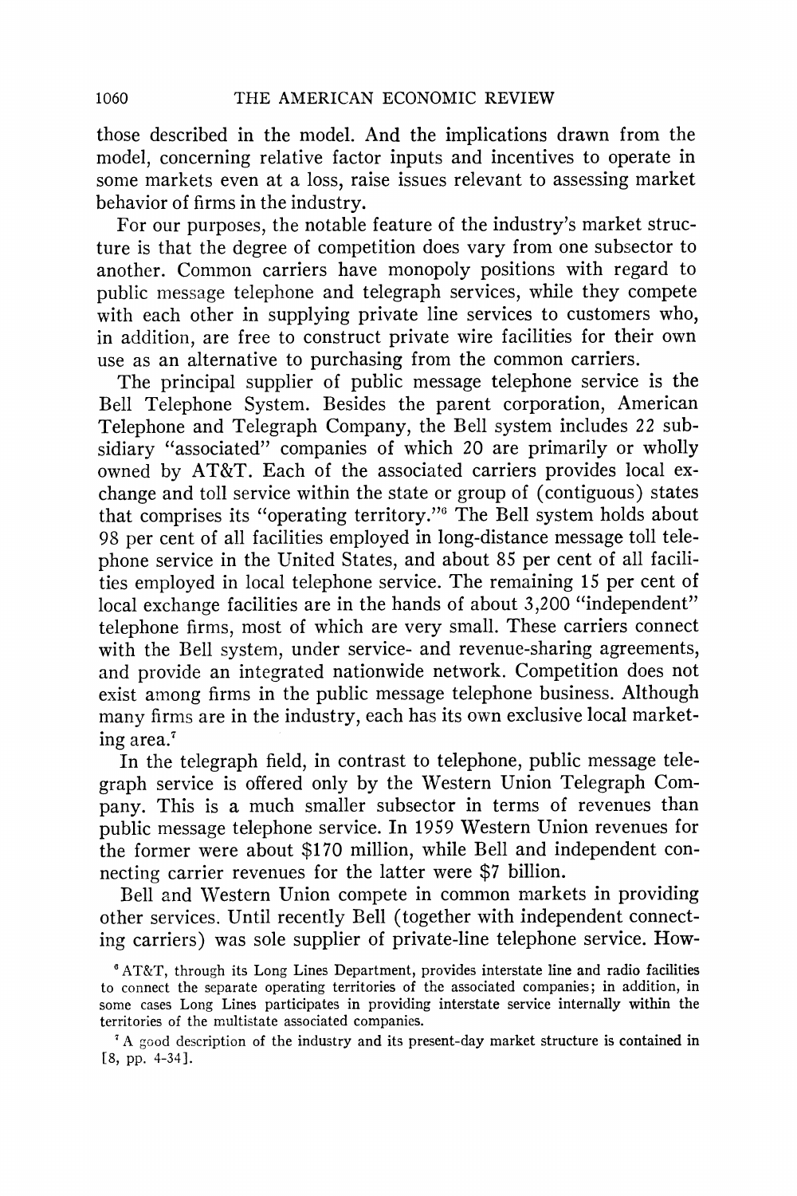those described in the model. And the implications drawn from the model, concerning relative factor inputs and incentives to operate in some markets even at a loss, raise issues relevant to assessing market behavior of firms in the industry.

For our purposes, the notable feature of the industry's market structure is that the degree of competition does vary from one subsector to another. Common carriers have monopoly positions with regard to public message telephone and telegraph services, while they compete with each other in supplying private line services to customers who, in addition, are free to construct private wire facilities for their own use as an alternative to purchasing from the common carriers.

The principal supplier of public message telephone service is the Bell Telephone System. Besides the parent corporation, American Telephone and Telegraph Company, the Bell system includes 22 subsidiary "associated" companies of which 20 are primarily or wholly owned by AT&T. Each of the associated carriers provides local exchange and toll service within the state or group of (contiguous) states that comprises its "operating territory."[6] The Bell system holds about 98 per cent of all facilities employed in long-distance message toll telephone service in the United States, and about 85 per cent of all facilities employed in local telephone service. The remaining 15 per cent of local exchange facilities are in the hands of about 3,200 "independent" telephone firms, most of which are very small. These carriers connect with the Bell system, under service- and revenue-sharing agreements, and provide an integrated nationwide network. Competition does not exist among firms in the public message telephone business. Although many firms are in the industry, each has its own exclusive local marketing area.[7]

In the telegraph field, in contrast to telephone, public message telegraph service is offered only by the Western Union Telegraph Company. This is a much smaller subsector in terms of revenues than public message telephone service. In 1959 Western Union revenues for the former were about $170 million, while Bell and independent connecting carrier revenues for the latter were $7 billion.

Bell and Western Union compete in common markets in providing other services. Until recently Bell (together with independent connecting carriers) was sole supplier of private-line telephone service. How-

[6] AT&T, through its Long Lines Department, provides interstate line and radio facilities to connect the separate operating territories of the associated companies; in addition, in some cases Long Lines participates in providing interstate service internally within the territories of the multistate associated companies.

[7] A good description of the industry and its present-day market structure is contained in [8, pp. 4-34].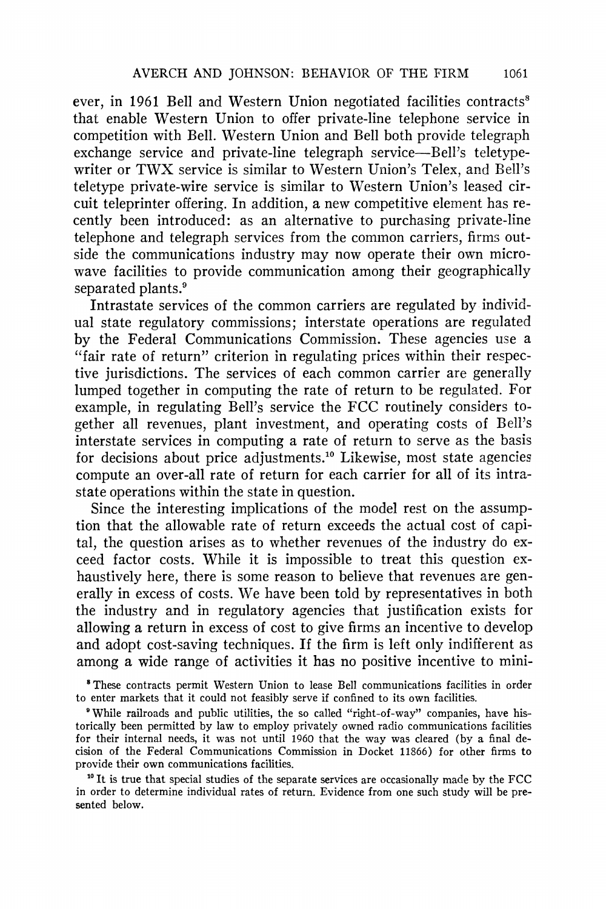ever, in 1961 Bell and Western Union negotiated facilities contracts[8] that enable Western Union to offer private-line telephone service in competition with Bell. Western Union and Bell both provide telegraph exchange service and private-line telegraph service—Bell's teletypewriter or TWX service is similar to Western Union's Telex, and Bell's teletype private-wire service is similar to Western Union's leased circuit teleprinter offering. In addition, a new competitive element has recently been introduced: as an alternative to purchasing private-line telephone and telegraph services from the common carriers, firms outside the communications industry may now operate their own microwave facilities to provide communication among their geographically separated plants.[9]

Intrastate services of the common carriers are regulated by individual state regulatory commissions; interstate operations are regulated by the Federal Communications Commission. These agencies use a "fair rate of return" criterion in regulating prices within their respective jurisdictions. The services of each common carrier are generally lumped together in computing the rate of return to be regulated. For example, in regulating Bell's service the FCC routinely considers together all revenues, plant investment, and operating costs of Bell's interstate services in computing a rate of return to serve as the basis for decisions about price adjustments.[10] Likewise, most state agencies compute an over-all rate of return for each carrier for all of its intrastate operations within the state in question.

Since the interesting implications of the model rest on the assumption that the allowable rate of return exceeds the actual cost of capital, the question arises as to whether revenues of the industry do exceed factor costs. While it is impossible to treat this question exhaustively here, there is some reason to believe that revenues are generally in excess of costs. We have been told by representatives in both the industry and in regulatory agencies that justification exists for allowing a return in excess of cost to give firms an incentive to develop and adopt cost-saving techniques. If the firm is left only indifferent as among a wide range of activities it has no positive incentive to mini-

[8] These contracts permit Western Union to lease Bell communications facilities in order to enter markets that it could not feasibly serve if confined to its own facilities.

[9] While railroads and public utilities, the so called "right-of-way" companies, have historically been permitted by law to employ privately owned radio communications facilities for their internal needs, it was not until 1960 that the way was cleared (by a final decision of the Federal Communications Commission in Docket 11866) for other firms to provide their own communications facilities.

[10] It is true that special studies of the separate services are occasionally made by the FCC in order to determine individual rates of return. Evidence from one such study will be presented below.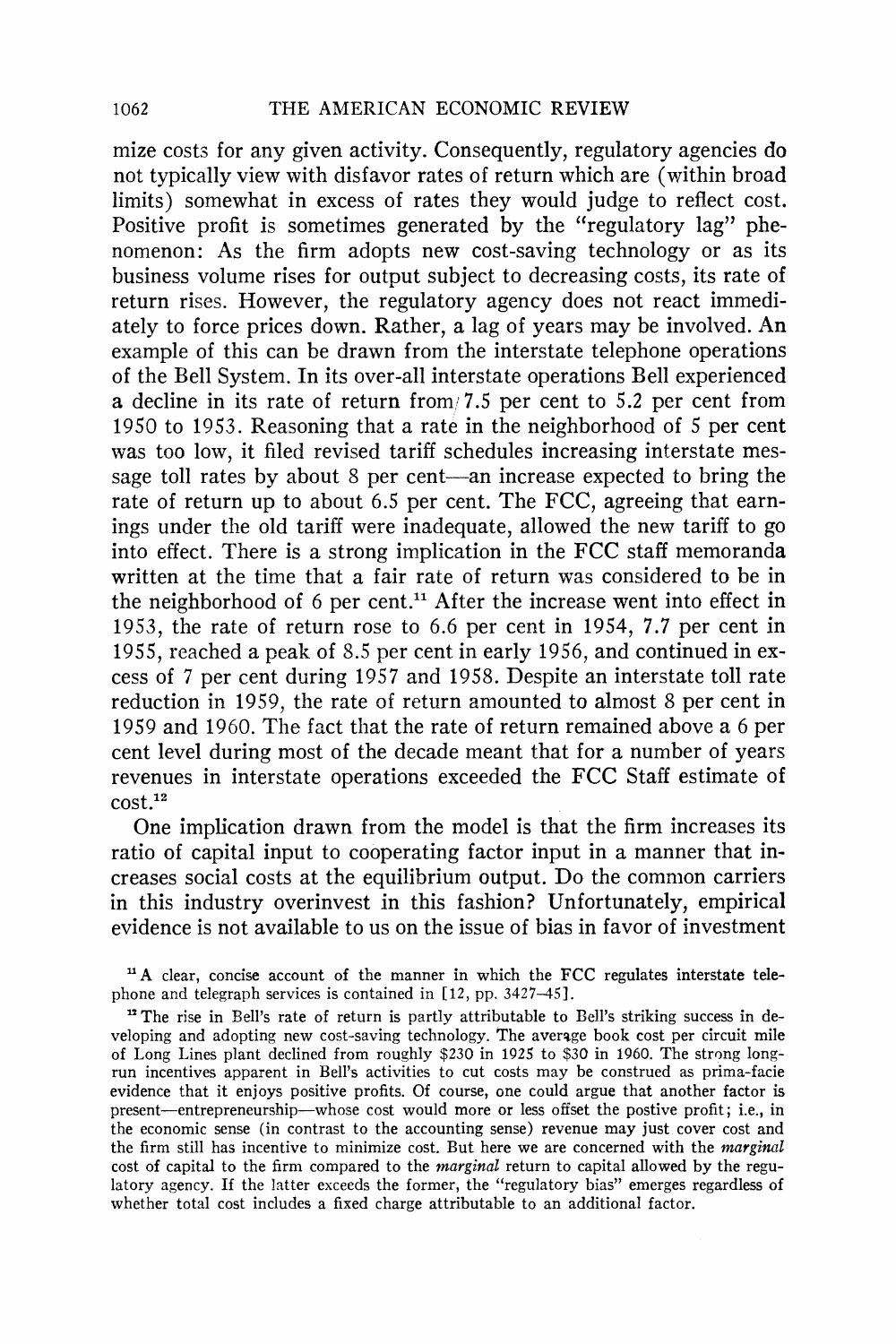mize costs for any given activity. Consequently, regulatory agencies do not typically view with disfavor rates of return which are (within broad limits) somewhat in excess of rates they would judge to reflect cost. Positive profit is sometimes generated by the "regulatory lag" phenomenon: As the firm adopts new cost-saving technology or as its business volume rises for output subject to decreasing costs, its rate of return rises. However, the regulatory agency does not react immediately to force prices down. Rather, a lag of years may be involved. An example of this can be drawn from the interstate telephone operations of the Bell System. In its over-all interstate operations Bell experienced a decline in its rate of return from 7.5 per cent to 5.2 per cent from 1950 to 1953. Reasoning that a rate in the neighborhood of 5 per cent was too low, it filed revised tariff schedules increasing interstate message toll rates by about 8 per cent—an increase expected to bring the rate of return up to about 6.5 per cent. The FCC, agreeing that earnings under the old tariff were inadequate, allowed the new tariff to go into effect. There is a strong implication in the FCC staff memoranda written at the time that a fair rate of return was considered to be in the neighborhood of 6 per cent.[11] After the increase went into effect in 1953, the rate of return rose to 6.6 per cent in 1954, 7.7 per cent in 1955, reached a peak of 8.5 per cent in early 1956, and continued in excess of 7 per cent during 1957 and 1958. Despite an interstate toll rate reduction in 1959, the rate of return amounted to almost 8 per cent in 1959 and 1960. The fact that the rate of return remained above a 6 per cent level during most of the decade meant that for a number of years revenues in interstate operations exceeded the FCC Staff estimate of cost.[12]

One implication drawn from the model is that the firm increases its ratio of capital input to cooperating factor input in a manner that increases social costs at the equilibrium output. Do the common carriers in this industry overinvest in this fashion? Unfortunately, empirical evidence is not available to us on the issue of bias in favor of investment

[11] A clear, concise account of the manner in which the FCC regulates interstate telephone and telegraph services is contained in [12, pp. 3427–45].

[12] The rise in Bell's rate of return is partly attributable to Bell's striking success in developing and adopting new cost-saving technology. The average book cost per circuit mile of Long Lines plant declined from roughly $230 in 1925 to $30 in 1960. The strong long-run incentives apparent in Bell's activities to cut costs may be construed as prima-facie evidence that it enjoys positive profits. Of course, one could argue that another factor is present—entrepreneurship—whose cost would more or less offset the postive profit; i.e., in the economic sense (in contrast to the accounting sense) revenue may just cover cost and the firm still has incentive to minimize cost. But here we are concerned with the *marginal* cost of capital to the firm compared to the *marginal* return to capital allowed by the regulatory agency. If the latter exceeds the former, the "regulatory bias" emerges regardless of whether total cost includes a fixed charge attributable to an additional factor.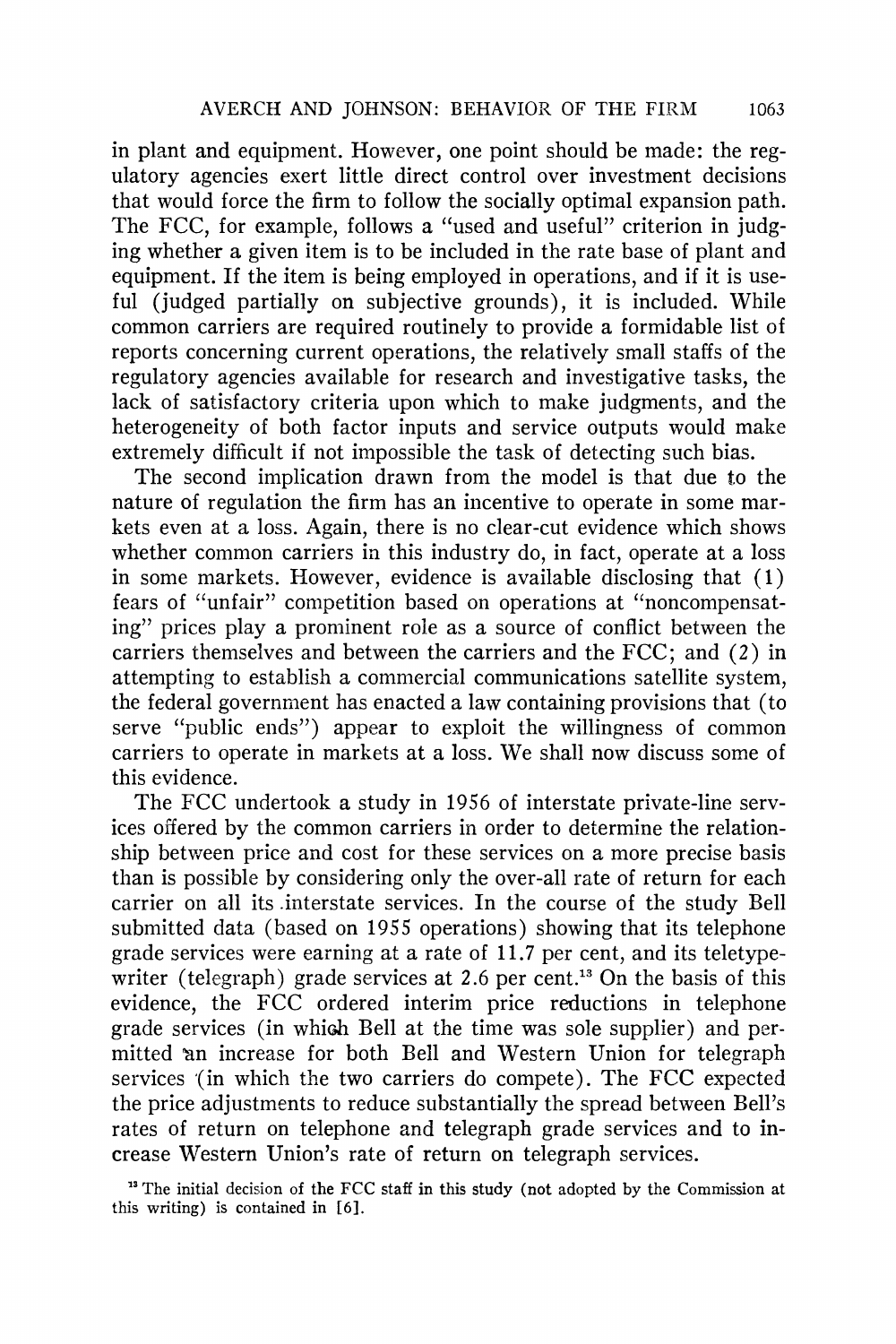in plant and equipment. However, one point should be made: the regulatory agencies exert little direct control over investment decisions that would force the firm to follow the socially optimal expansion path. The FCC, for example, follows a "used and useful" criterion in judging whether a given item is to be included in the rate base of plant and equipment. If the item is being employed in operations, and if it is useful (judged partially on subjective grounds), it is included. While common carriers are required routinely to provide a formidable list of reports concerning current operations, the relatively small staffs of the regulatory agencies available for research and investigative tasks, the lack of satisfactory criteria upon which to make judgments, and the heterogeneity of both factor inputs and service outputs would make extremely difficult if not impossible the task of detecting such bias.

The second implication drawn from the model is that due to the nature of regulation the firm has an incentive to operate in some markets even at a loss. Again, there is no clear-cut evidence which shows whether common carriers in this industry do, in fact, operate at a loss in some markets. However, evidence is available disclosing that (1) fears of "unfair" competition based on operations at "noncompensating" prices play a prominent role as a source of conflict between the carriers themselves and between the carriers and the FCC; and (2) in attempting to establish a commercial communications satellite system, the federal government has enacted a law containing provisions that (to serve "public ends") appear to exploit the willingness of common carriers to operate in markets at a loss. We shall now discuss some of this evidence.

The FCC undertook a study in 1956 of interstate private-line services offered by the common carriers in order to determine the relationship between price and cost for these services on a more precise basis than is possible by considering only the over-all rate of return for each carrier on all its interstate services. In the course of the study Bell submitted data (based on 1955 operations) showing that its telephone grade services were earning at a rate of 11.7 per cent, and its teletypewriter (telegraph) grade services at 2.6 per cent.[13] On the basis of this evidence, the FCC ordered interim price reductions in telephone grade services (in which Bell at the time was sole supplier) and permitted an increase for both Bell and Western Union for telegraph services (in which the two carriers do compete). The FCC expected the price adjustments to reduce substantially the spread between Bell's rates of return on telephone and telegraph grade services and to increase Western Union's rate of return on telegraph services.

[13] The initial decision of the FCC staff in this study (not adopted by the Commission at this writing) is contained in [6].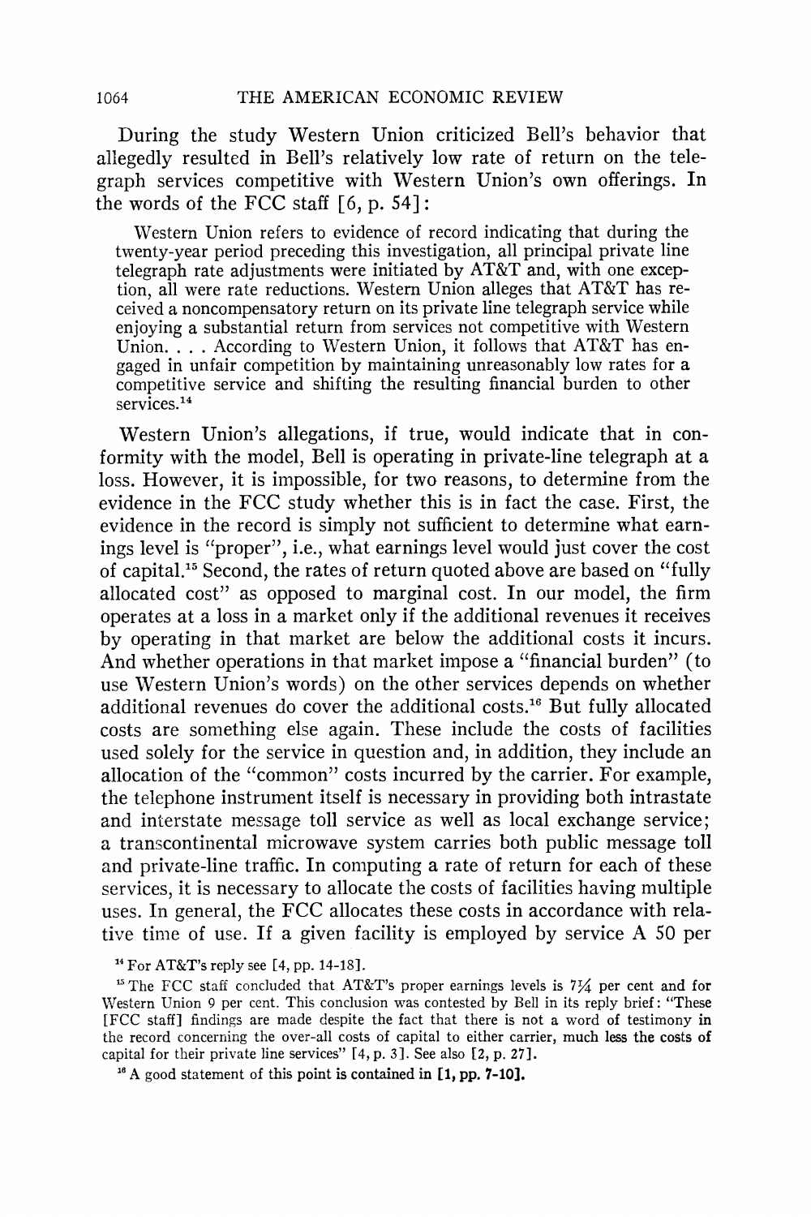During the study Western Union criticized Bell's behavior that allegedly resulted in Bell's relatively low rate of return on the telegraph services competitive with Western Union's own offerings. In the words of the FCC staff [6, p. 54]:

> Western Union refers to evidence of record indicating that during the twenty-year period preceding this investigation, all principal private line telegraph rate adjustments were initiated by AT&T and, with one exception, all were rate reductions. Western Union alleges that AT&T has received a noncompensatory return on its private line telegraph service while enjoying a substantial return from services not competitive with Western Union. . . . According to Western Union, it follows that AT&T has engaged in unfair competition by maintaining unreasonably low rates for a competitive service and shifting the resulting financial burden to other services.[14]

Western Union's allegations, if true, would indicate that in conformity with the model, Bell is operating in private-line telegraph at a loss. However, it is impossible, for two reasons, to determine from the evidence in the FCC study whether this is in fact the case. First, the evidence in the record is simply not sufficient to determine what earnings level is "proper", i.e., what earnings level would just cover the cost of capital.[15] Second, the rates of return quoted above are based on "fully allocated cost" as opposed to marginal cost. In our model, the firm operates at a loss in a market only if the additional revenues it receives by operating in that market are below the additional costs it incurs. And whether operations in that market impose a "financial burden" (to use Western Union's words) on the other services depends on whether additional revenues do cover the additional costs.[16] But fully allocated costs are something else again. These include the costs of facilities used solely for the service in question and, in addition, they include an allocation of the "common" costs incurred by the carrier. For example, the telephone instrument itself is necessary in providing both intrastate and interstate message toll service as well as local exchange service; a transcontinental microwave system carries both public message toll and private-line traffic. In computing a rate of return for each of these services, it is necessary to allocate the costs of facilities having multiple uses. In general, the FCC allocates these costs in accordance with relative time of use. If a given facility is employed by service A 50 per

[14] For AT&T's reply see [4, pp. 14-18].

[15] The FCC staff concluded that AT&T's proper earnings levels is 7¼ per cent and for Western Union 9 per cent. This conclusion was contested by Bell in its reply brief: "These [FCC staff] findings are made despite the fact that there is not a word of testimony in the record concerning the over-all costs of capital to either carrier, much less the costs of capital for their private line services" [4, p. 3]. See also [2, p. 27].

[16] A good statement of this point is contained in [1, pp. 7-10].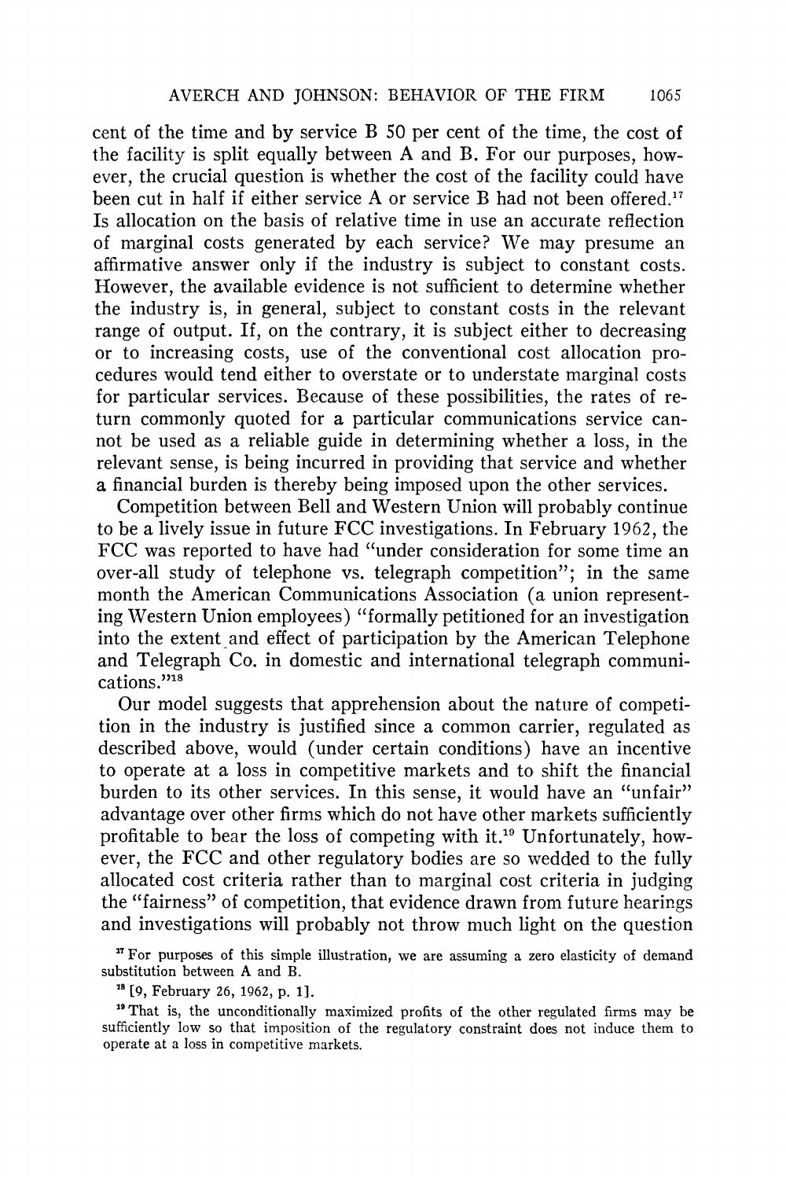cent of the time and by service B 50 per cent of the time, the cost of the facility is split equally between A and B. For our purposes, however, the crucial question is whether the cost of the facility could have been cut in half if either service A or service B had not been offered.[17] Is allocation on the basis of relative time in use an accurate reflection of marginal costs generated by each service? We may presume an affirmative answer only if the industry is subject to constant costs. However, the available evidence is not sufficient to determine whether the industry is, in general, subject to constant costs in the relevant range of output. If, on the contrary, it is subject either to decreasing or to increasing costs, use of the conventional cost allocation procedures would tend either to overstate or to understate marginal costs for particular services. Because of these possibilities, the rates of return commonly quoted for a particular communications service cannot be used as a reliable guide in determining whether a loss, in the relevant sense, is being incurred in providing that service and whether a financial burden is thereby being imposed upon the other services.

Competition between Bell and Western Union will probably continue to be a lively issue in future FCC investigations. In February 1962, the FCC was reported to have had "under consideration for some time an over-all study of telephone vs. telegraph competition"; in the same month the American Communications Association (a union representing Western Union employees) "formally petitioned for an investigation into the extent and effect of participation by the American Telephone and Telegraph Co. in domestic and international telegraph communications."[18]

Our model suggests that apprehension about the nature of competition in the industry is justified since a common carrier, regulated as described above, would (under certain conditions) have an incentive to operate at a loss in competitive markets and to shift the financial burden to its other services. In this sense, it would have an "unfair" advantage over other firms which do not have other markets sufficiently profitable to bear the loss of competing with it.[19] Unfortunately, however, the FCC and other regulatory bodies are so wedded to the fully allocated cost criteria rather than to marginal cost criteria in judging the "fairness" of competition, that evidence drawn from future hearings and investigations will probably not throw much light on the question

[17] For purposes of this simple illustration, we are assuming a zero elasticity of demand substitution between A and B.

[18] [9, February 26, 1962, p. 1].

[19] That is, the unconditionally maximized profits of the other regulated firms may be sufficiently low so that imposition of the regulatory constraint does not induce them to operate at a loss in competitive markets.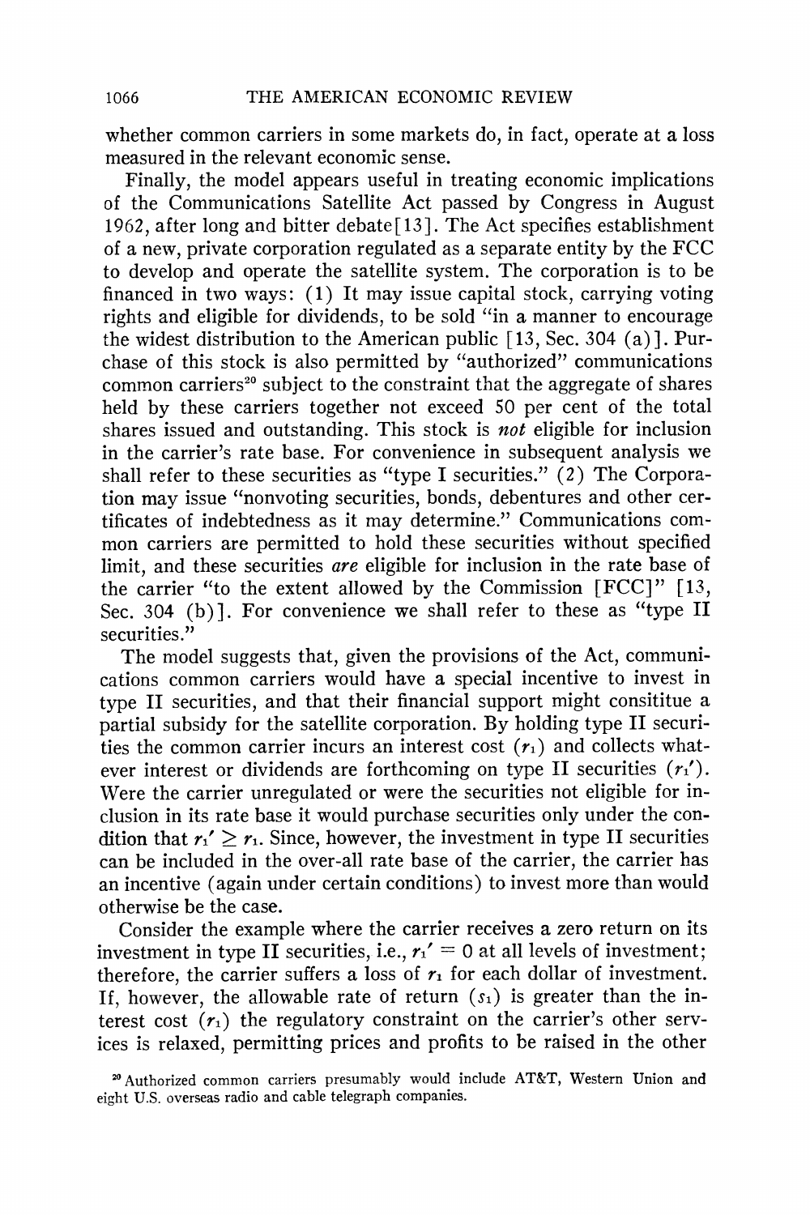whether common carriers in some markets do, in fact, operate at a loss measured in the relevant economic sense.

Finally, the model appears useful in treating economic implications of the Communications Satellite Act passed by Congress in August 1962, after long and bitter debate [13]. The Act specifies establishment of a new, private corporation regulated as a separate entity by the FCC to develop and operate the satellite system. The corporation is to be financed in two ways: (1) It may issue capital stock, carrying voting rights and eligible for dividends, to be sold "in a manner to encourage the widest distribution to the American public [13, Sec. 304 (a)]. Purchase of this stock is also permitted by "authorized" communications common carriers[20] subject to the constraint that the aggregate of shares held by these carriers together not exceed 50 per cent of the total shares issued and outstanding. This stock is *not* eligible for inclusion in the carrier's rate base. For convenience in subsequent analysis we shall refer to these securities as "type I securities." (2) The Corporation may issue "nonvoting securities, bonds, debentures and other certificates of indebtedness as it may determine." Communications common carriers are permitted to hold these securities without specified limit, and these securities *are* eligible for inclusion in the rate base of the carrier "to the extent allowed by the Commission [FCC]" [13, Sec. 304 (b)]. For convenience we shall refer to these as "type II securities."

The model suggests that, given the provisions of the Act, communications common carriers would have a special incentive to invest in type II securities, and that their financial support might consititue a partial subsidy for the satellite corporation. By holding type II securities the common carrier incurs an interest cost ($r_1$) and collects whatever interest or dividends are forthcoming on type II securities ($r_1'$). Were the carrier unregulated or were the securities not eligible for inclusion in its rate base it would purchase securities only under the condition that $r_1' \geq r_1$. Since, however, the investment in type II securities can be included in the over-all rate base of the carrier, the carrier has an incentive (again under certain conditions) to invest more than would otherwise be the case.

Consider the example where the carrier receives a zero return on its investment in type II securities, i.e., $r_1' = 0$ at all levels of investment; therefore, the carrier suffers a loss of $r_1$ for each dollar of investment. If, however, the allowable rate of return ($s_1$) is greater than the interest cost ($r_1$) the regulatory constraint on the carrier's other services is relaxed, permitting prices and profits to be raised in the other

[20] Authorized common carriers presumably would include AT&T, Western Union and eight U.S. overseas radio and cable telegraph companies.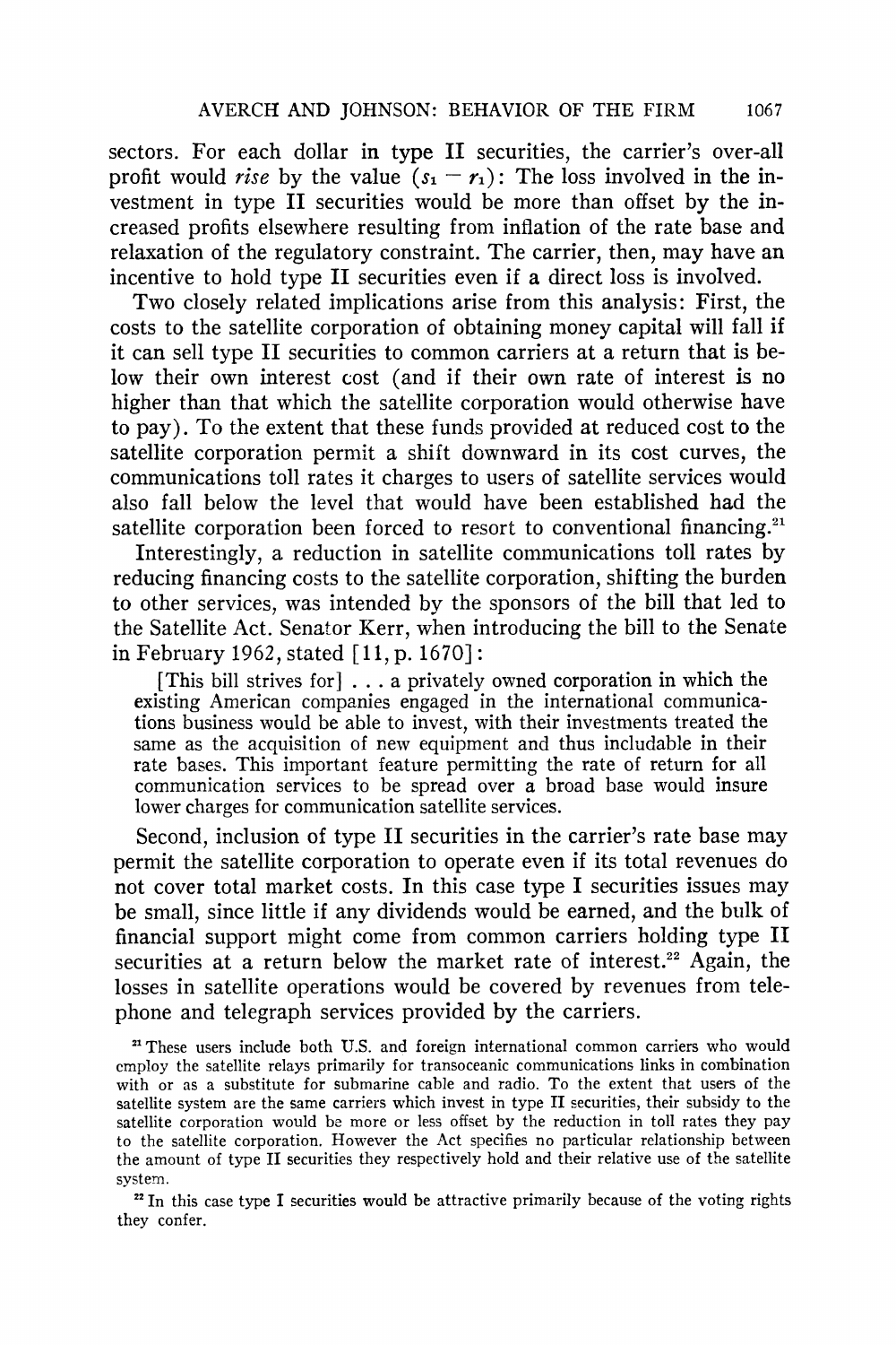sectors. For each dollar in type II securities, the carrier's over-all profit would *rise* by the value $(s_1 - r_1)$: The loss involved in the investment in type II securities would be more than offset by the increased profits elsewhere resulting from inflation of the rate base and relaxation of the regulatory constraint. The carrier, then, may have an incentive to hold type II securities even if a direct loss is involved.

Two closely related implications arise from this analysis: First, the costs to the satellite corporation of obtaining money capital will fall if it can sell type II securities to common carriers at a return that is below their own interest cost (and if their own rate of interest is no higher than that which the satellite corporation would otherwise have to pay). To the extent that these funds provided at reduced cost to the satellite corporation permit a shift downward in its cost curves, the communications toll rates it charges to users of satellite services would also fall below the level that would have been established had the satellite corporation been forced to resort to conventional financing.[21]

Interestingly, a reduction in satellite communications toll rates by reducing financing costs to the satellite corporation, shifting the burden to other services, was intended by the sponsors of the bill that led to the Satellite Act. Senator Kerr, when introducing the bill to the Senate in February 1962, stated [11, p. 1670]:

> [This bill strives for] . . . a privately owned corporation in which the existing American companies engaged in the international communications business would be able to invest, with their investments treated the same as the acquisition of new equipment and thus includable in their rate bases. This important feature permitting the rate of return for all communication services to be spread over a broad base would insure lower charges for communication satellite services.

Second, inclusion of type II securities in the carrier's rate base may permit the satellite corporation to operate even if its total revenues do not cover total market costs. In this case type I securities issues may be small, since little if any dividends would be earned, and the bulk of financial support might come from common carriers holding type II securities at a return below the market rate of interest.[22] Again, the losses in satellite operations would be covered by revenues from telephone and telegraph services provided by the carriers.

[21] These users include both U.S. and foreign international common carriers who would employ the satellite relays primarily for transoceanic communications links in combination with or as a substitute for submarine cable and radio. To the extent that users of the satellite system are the same carriers which invest in type II securities, their subsidy to the satellite corporation would be more or less offset by the reduction in toll rates they pay to the satellite corporation. However the Act specifies no particular relationship between the amount of type II securities they respectively hold and their relative use of the satellite system.

[22] In this case type I securities would be attractive primarily because of the voting rights they confer.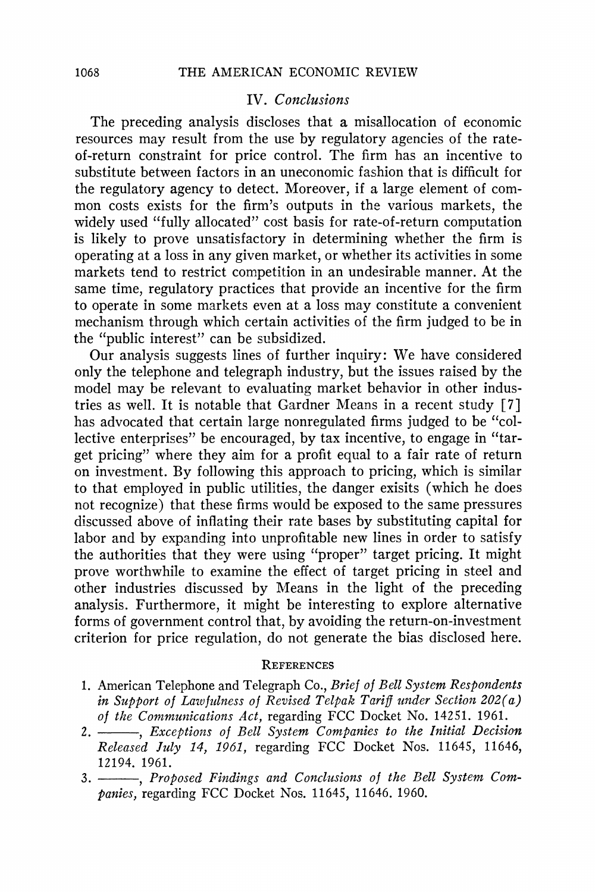## IV. *Conclusions*

The preceding analysis discloses that a misallocation of economic resources may result from the use by regulatory agencies of the rate-of-return constraint for price control. The firm has an incentive to substitute between factors in an uneconomic fashion that is difficult for the regulatory agency to detect. Moreover, if a large element of common costs exists for the firm's outputs in the various markets, the widely used "fully allocated" cost basis for rate-of-return computation is likely to prove unsatisfactory in determining whether the firm is operating at a loss in any given market, or whether its activities in some markets tend to restrict competition in an undesirable manner. At the same time, regulatory practices that provide an incentive for the firm to operate in some markets even at a loss may constitute a convenient mechanism through which certain activities of the firm judged to be in the "public interest" can be subsidized.

Our analysis suggests lines of further inquiry: We have considered only the telephone and telegraph industry, but the issues raised by the model may be relevant to evaluating market behavior in other industries as well. It is notable that Gardner Means in a recent study [7] has advocated that certain large nonregulated firms judged to be "collective enterprises" be encouraged, by tax incentive, to engage in "target pricing" where they aim for a profit equal to a fair rate of return on investment. By following this approach to pricing, which is similar to that employed in public utilities, the danger exisits (which he does not recognize) that these firms would be exposed to the same pressures discussed above of inflating their rate bases by substituting capital for labor and by expanding into unprofitable new lines in order to satisfy the authorities that they were using "proper" target pricing. It might prove worthwhile to examine the effect of target pricing in steel and other industries discussed by Means in the light of the preceding analysis. Furthermore, it might be interesting to explore alternative forms of government control that, by avoiding the return-on-investment criterion for price regulation, do not generate the bias disclosed here.

### References

1. American Telephone and Telegraph Co., *Brief of Bell System Respondents in Support of Lawfulness of Revised Telpak Tariff under Section 202(a) of the Communications Act,* regarding FCC Docket No. 14251. 1961.
2. ———, *Exceptions of Bell System Companies to the Initial Decision Released July 14, 1961,* regarding FCC Docket Nos. 11645, 11646, 12194. 1961.
3. ———, *Proposed Findings and Conclusions of the Bell System Companies,* regarding FCC Docket Nos. 11645, 11646. 1960.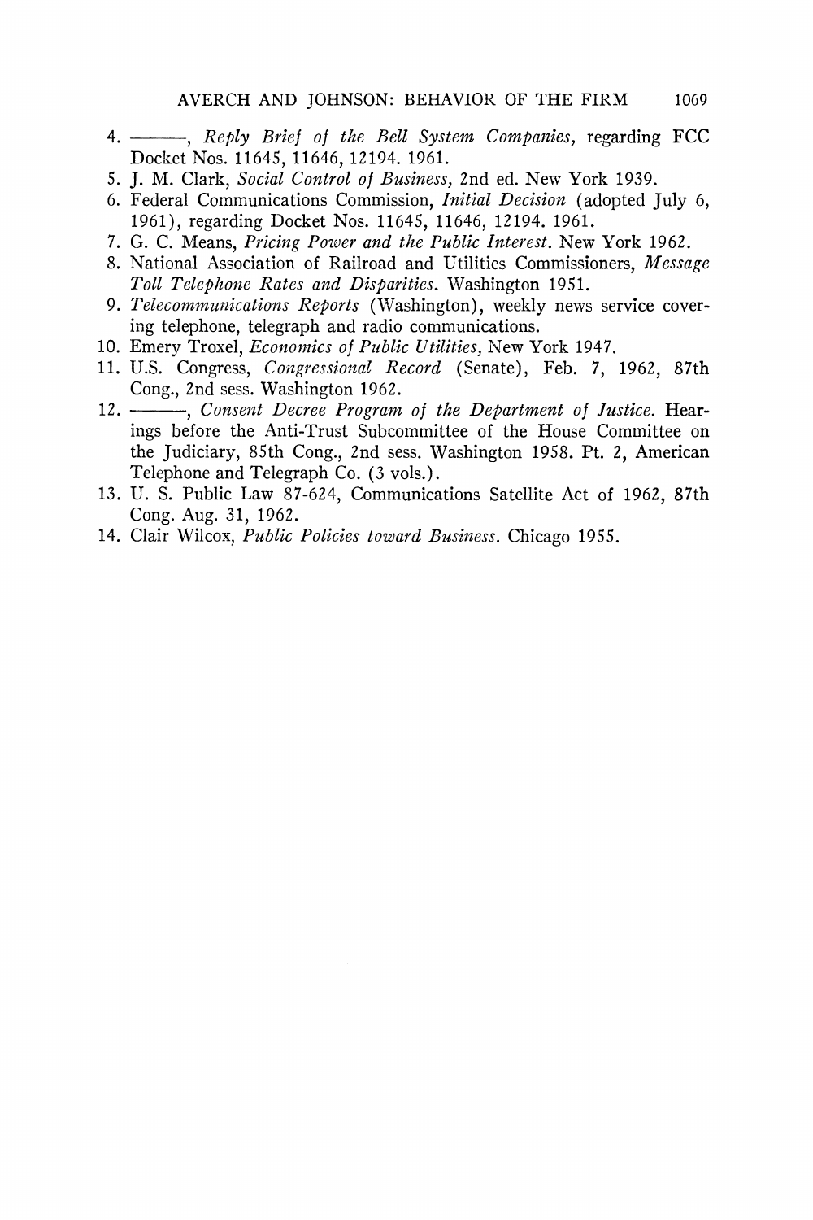4. ———, *Reply Brief of the Bell System Companies,* regarding FCC Docket Nos. 11645, 11646, 12194. 1961.
5. J. M. Clark, *Social Control of Business,* 2nd ed. New York 1939.
6. Federal Communications Commission, *Initial Decision* (adopted July 6, 1961), regarding Docket Nos. 11645, 11646, 12194. 1961.
7. G. C. Means, *Pricing Power and the Public Interest.* New York 1962.
8. National Association of Railroad and Utilities Commissioners, *Message Toll Telephone Rates and Disparities.* Washington 1951.
9. *Telecommunications Reports* (Washington), weekly news service covering telephone, telegraph and radio communications.
10. Emery Troxel, *Economics of Public Utilities,* New York 1947.
11. U.S. Congress, *Congressional Record* (Senate), Feb. 7, 1962, 87th Cong., 2nd sess. Washington 1962.
12. ———, *Consent Decree Program of the Department of Justice.* Hearings before the Anti-Trust Subcommittee of the House Committee on the Judiciary, 85th Cong., 2nd sess. Washington 1958. Pt. 2, American Telephone and Telegraph Co. (3 vols.).
13. U. S. Public Law 87-624, Communications Satellite Act of 1962, 87th Cong. Aug. 31, 1962.
14. Clair Wilcox, *Public Policies toward Business.* Chicago 1955.